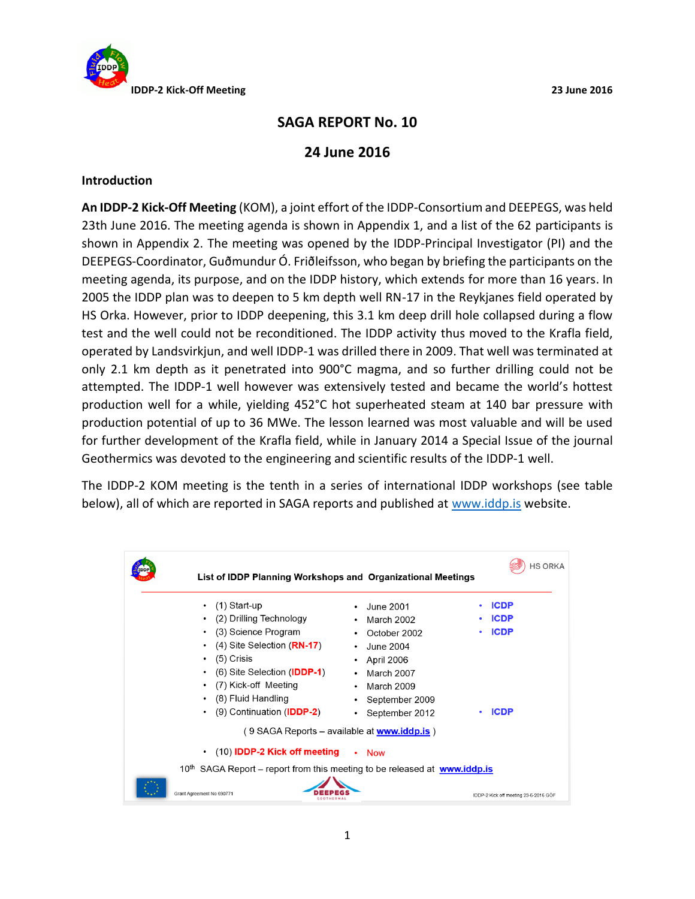# SAGA REPORT No. 10

## 24 June 2016

### Introduction

**An IDDP-2 Kick-Off Meeting** (KOM), a joint effort of the IDDP-Consortium and DEEPEGS, was held 23th June 2016. The meeting agenda is shown in Appendix 1, and a list of the 62 participants is shown in Appendix 2. The meeting was opened by the IDDP-Principal Investigator (PI) and the DEEPEGS-Coordinator, Guðmundur Ó. Friðleifsson, who began by briefing the participants on the meeting agenda, its purpose, and on the IDDP history, which extends for more than 16 years. In 2005 the IDDP plan was to deepen to 5 km depth well RN-17 in the Reykjanes field operated by HS Orka. However, prior to IDDP deepening, this 3.1 km deep drill hole collapsed during a flow test and the well could not be reconditioned. The IDDP activity thus moved to the Krafla field, operated by Landsvirkjun, and well IDDP-1 was drilled there in 2009. That well was terminated at only 2.1 km depth as it penetrated into 900°C magma, and so further drilling could not be attempted. The IDDP-1 well however was extensively tested and became the world's hottest production well for a while, yielding 452°C hot superheated steam at 140 bar pressure with production potential of up to 36 MWe. The lesson learned was most valuable and will be used for further development of the Krafla field, while in January 2014 a Special Issue of the journal Geothermics was devoted to the engineering and scientific results of the IDDP-1 well.

The IDDP-2 KOM meeting is the tenth in a series of international IDDP workshops (see table below), all of which are reported in SAGA reports and published at www.iddp.is website.

**List of IDDP Planning Workshops and Organizational Meetings**

| Workshop | Date | |
|---|---|---|
| (1) Start-up | June 2001 | ICDP |
| (2) Drilling Technology | March 2002 | ICDP |
| (3) Science Program | October 2002 | ICDP |
| (4) Site Selection (**RN-17**) | June 2004 | |
| (5) Crisis | April 2006 | |
| (6) Site Selection (**IDDP-1**) | March 2007 | |
| (7) Kick-off Meeting | March 2009 | |
| (8) Fluid Handling | September 2009 | |
| (9) Continuation (**IDDP-2**) | September 2012 | ICDP |

( 9 SAGA Reports – available at www.iddp.is )

- (10) **IDDP-2 Kick off meeting** • Now

10th SAGA Report – report from this meeting to be released at www.iddp.is

Grant Agreement No 690771 — IDDP-2 Kick off meeting 23-6-2016 GÓF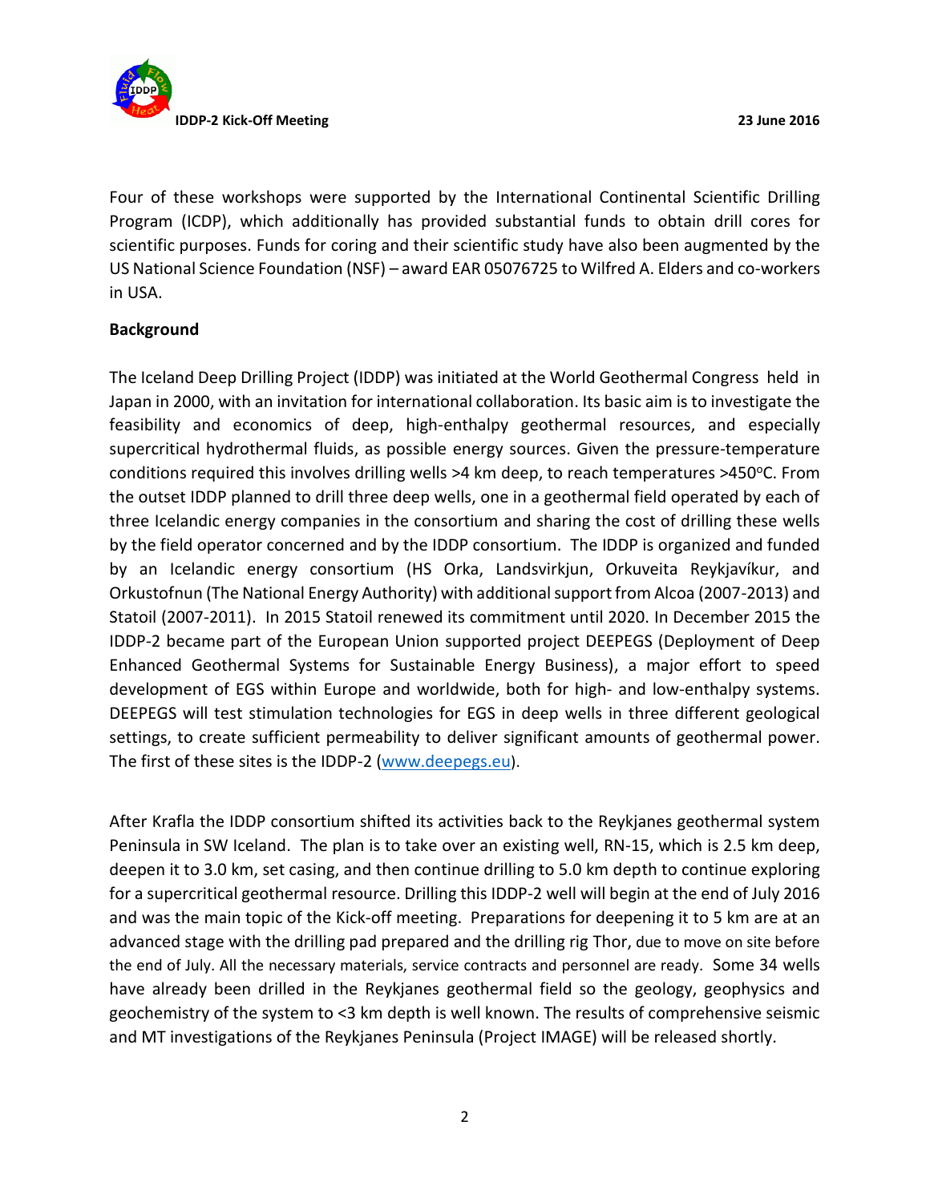Four of these workshops were supported by the International Continental Scientific Drilling Program (ICDP), which additionally has provided substantial funds to obtain drill cores for scientific purposes. Funds for coring and their scientific study have also been augmented by the US National Science Foundation (NSF) – award EAR 05076725 to Wilfred A. Elders and co-workers in USA.

**Background**

The Iceland Deep Drilling Project (IDDP) was initiated at the World Geothermal Congress held in Japan in 2000, with an invitation for international collaboration. Its basic aim is to investigate the feasibility and economics of deep, high-enthalpy geothermal resources, and especially supercritical hydrothermal fluids, as possible energy sources. Given the pressure-temperature conditions required this involves drilling wells >4 km deep, to reach temperatures >450°C. From the outset IDDP planned to drill three deep wells, one in a geothermal field operated by each of three Icelandic energy companies in the consortium and sharing the cost of drilling these wells by the field operator concerned and by the IDDP consortium. The IDDP is organized and funded by an Icelandic energy consortium (HS Orka, Landsvirkjun, Orkuveita Reykjavíkur, and Orkustofnun (The National Energy Authority) with additional support from Alcoa (2007-2013) and Statoil (2007-2011). In 2015 Statoil renewed its commitment until 2020. In December 2015 the IDDP-2 became part of the European Union supported project DEEPEGS (Deployment of Deep Enhanced Geothermal Systems for Sustainable Energy Business), a major effort to speed development of EGS within Europe and worldwide, both for high- and low-enthalpy systems. DEEPEGS will test stimulation technologies for EGS in deep wells in three different geological settings, to create sufficient permeability to deliver significant amounts of geothermal power. The first of these sites is the IDDP-2 (www.deepegs.eu).

After Krafla the IDDP consortium shifted its activities back to the Reykjanes geothermal system Peninsula in SW Iceland. The plan is to take over an existing well, RN-15, which is 2.5 km deep, deepen it to 3.0 km, set casing, and then continue drilling to 5.0 km depth to continue exploring for a supercritical geothermal resource. Drilling this IDDP-2 well will begin at the end of July 2016 and was the main topic of the Kick-off meeting. Preparations for deepening it to 5 km are at an advanced stage with the drilling pad prepared and the drilling rig Thor, due to move on site before the end of July. All the necessary materials, service contracts and personnel are ready. Some 34 wells have already been drilled in the Reykjanes geothermal field so the geology, geophysics and geochemistry of the system to <3 km depth is well known. The results of comprehensive seismic and MT investigations of the Reykjanes Peninsula (Project IMAGE) will be released shortly.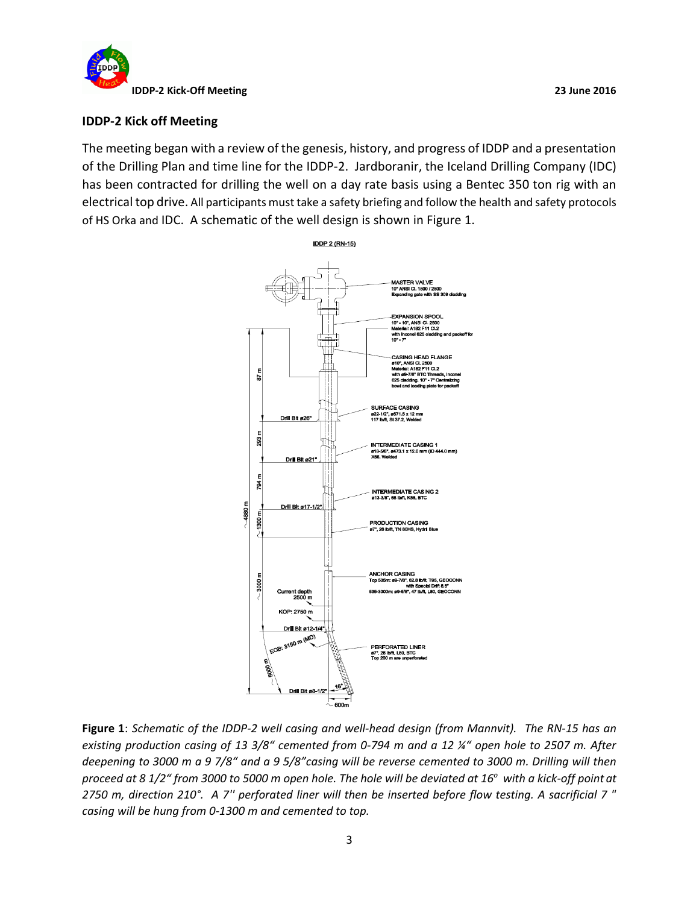## IDDP-2 Kick off Meeting

The meeting began with a review of the genesis, history, and progress of IDDP and a presentation of the Drilling Plan and time line for the IDDP-2. Jardboranir, the Iceland Drilling Company (IDC) has been contracted for drilling the well on a day rate basis using a Bentec 350 ton rig with an electrical top drive. All participants must take a safety briefing and follow the health and safety protocols of HS Orka and IDC. A schematic of the well design is shown in Figure 1.

**Figure 1**: *Schematic of the IDDP-2 well casing and well-head design (from Mannvit). The RN-15 has an existing production casing of 13 3/8" cemented from 0-794 m and a 12 ¼" open hole to 2507 m. After deepening to 3000 m a 9 7/8" and a 9 5/8" casing will be reverse cemented to 3000 m. Drilling will then proceed at 8 1/2" from 3000 to 5000 m open hole. The hole will be deviated at 16° with a kick-off point at 2750 m, direction 210°. A 7'' perforated liner will then be inserted before flow testing. A sacrificial 7 " casing will be hung from 0-1300 m and cemented to top.*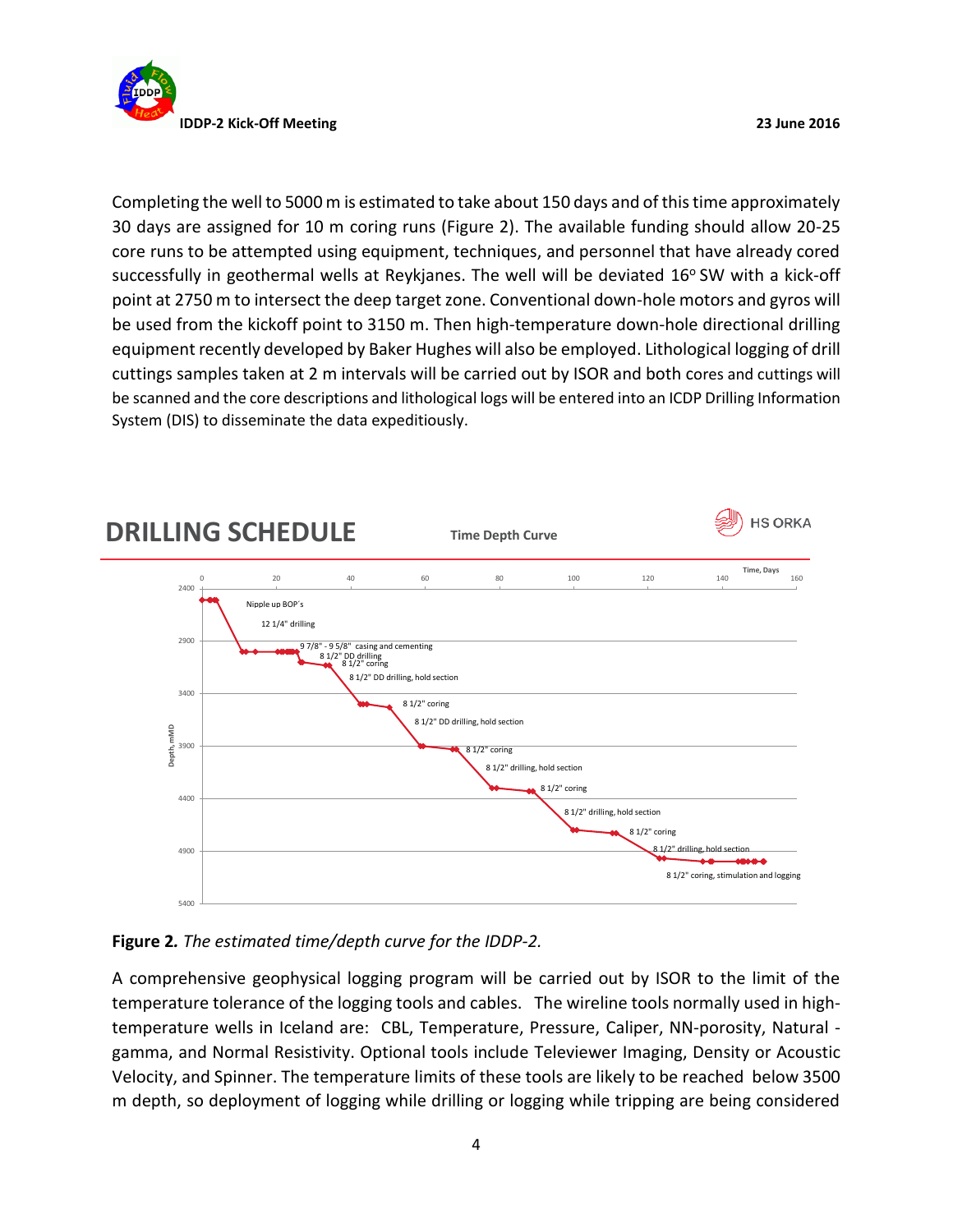Completing the well to 5000 m is estimated to take about 150 days and of this time approximately 30 days are assigned for 10 m coring runs (Figure 2). The available funding should allow 20-25 core runs to be attempted using equipment, techniques, and personnel that have already cored successfully in geothermal wells at Reykjanes. The well will be deviated 16° SW with a kick-off point at 2750 m to intersect the deep target zone. Conventional down-hole motors and gyros will be used from the kickoff point to 3150 m. Then high-temperature down-hole directional drilling equipment recently developed by Baker Hughes will also be employed. Lithological logging of drill cuttings samples taken at 2 m intervals will be carried out by ISOR and both cores and cuttings will be scanned and the core descriptions and lithological logs will be entered into an ICDP Drilling Information System (DIS) to disseminate the data expeditiously.

**DRILLING SCHEDULE** — Time Depth Curve — HS ORKA

**Figure 2.** *The estimated time/depth curve for the IDDP-2.*

A comprehensive geophysical logging program will be carried out by ISOR to the limit of the temperature tolerance of the logging tools and cables. The wireline tools normally used in high-temperature wells in Iceland are: CBL, Temperature, Pressure, Caliper, NN-porosity, Natural - gamma, and Normal Resistivity. Optional tools include Televiewer Imaging, Density or Acoustic Velocity, and Spinner. The temperature limits of these tools are likely to be reached below 3500 m depth, so deployment of logging while drilling or logging while tripping are being considered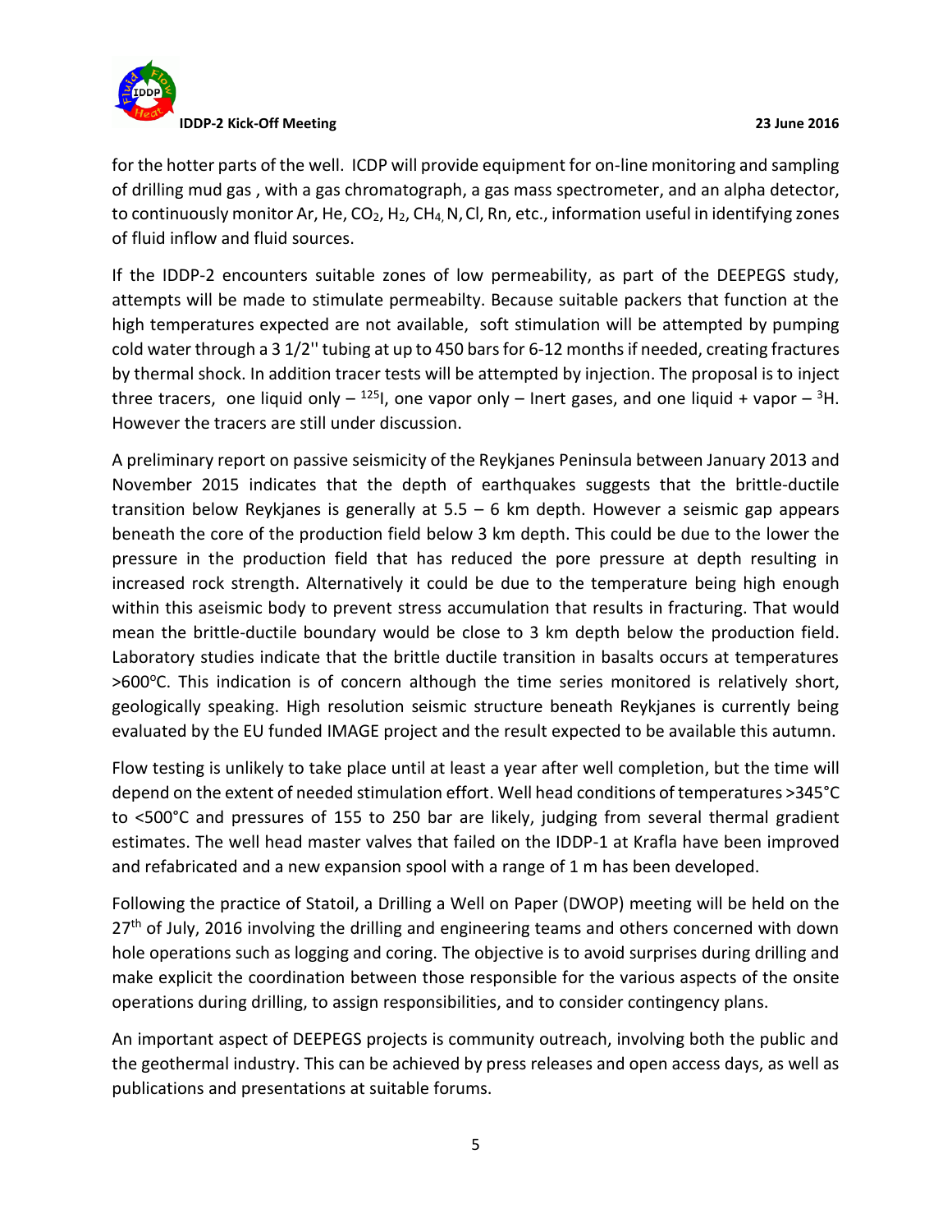for the hotter parts of the well. ICDP will provide equipment for on-line monitoring and sampling of drilling mud gas , with a gas chromatograph, a gas mass spectrometer, and an alpha detector, to continuously monitor Ar, He, $CO_2$, $H_2$, $CH_4$, N, Cl, Rn, etc., information useful in identifying zones of fluid inflow and fluid sources.

If the IDDP-2 encounters suitable zones of low permeability, as part of the DEEPEGS study, attempts will be made to stimulate permeabilty. Because suitable packers that function at the high temperatures expected are not available, soft stimulation will be attempted by pumping cold water through a 3 1/2'' tubing at up to 450 bars for 6-12 months if needed, creating fractures by thermal shock. In addition tracer tests will be attempted by injection. The proposal is to inject three tracers, one liquid only – $^{125}I$, one vapor only – Inert gases, and one liquid + vapor – $^{3}H$. However the tracers are still under discussion.

A preliminary report on passive seismicity of the Reykjanes Peninsula between January 2013 and November 2015 indicates that the depth of earthquakes suggests that the brittle-ductile transition below Reykjanes is generally at 5.5 – 6 km depth. However a seismic gap appears beneath the core of the production field below 3 km depth. This could be due to the lower the pressure in the production field that has reduced the pore pressure at depth resulting in increased rock strength. Alternatively it could be due to the temperature being high enough within this aseismic body to prevent stress accumulation that results in fracturing. That would mean the brittle-ductile boundary would be close to 3 km depth below the production field. Laboratory studies indicate that the brittle ductile transition in basalts occurs at temperatures >600°C. This indication is of concern although the time series monitored is relatively short, geologically speaking. High resolution seismic structure beneath Reykjanes is currently being evaluated by the EU funded IMAGE project and the result expected to be available this autumn.

Flow testing is unlikely to take place until at least a year after well completion, but the time will depend on the extent of needed stimulation effort. Well head conditions of temperatures >345°C to <500°C and pressures of 155 to 250 bar are likely, judging from several thermal gradient estimates. The well head master valves that failed on the IDDP-1 at Krafla have been improved and refabricated and a new expansion spool with a range of 1 m has been developed.

Following the practice of Statoil, a Drilling a Well on Paper (DWOP) meeting will be held on the 27th of July, 2016 involving the drilling and engineering teams and others concerned with down hole operations such as logging and coring. The objective is to avoid surprises during drilling and make explicit the coordination between those responsible for the various aspects of the onsite operations during drilling, to assign responsibilities, and to consider contingency plans.

An important aspect of DEEPEGS projects is community outreach, involving both the public and the geothermal industry. This can be achieved by press releases and open access days, as well as publications and presentations at suitable forums.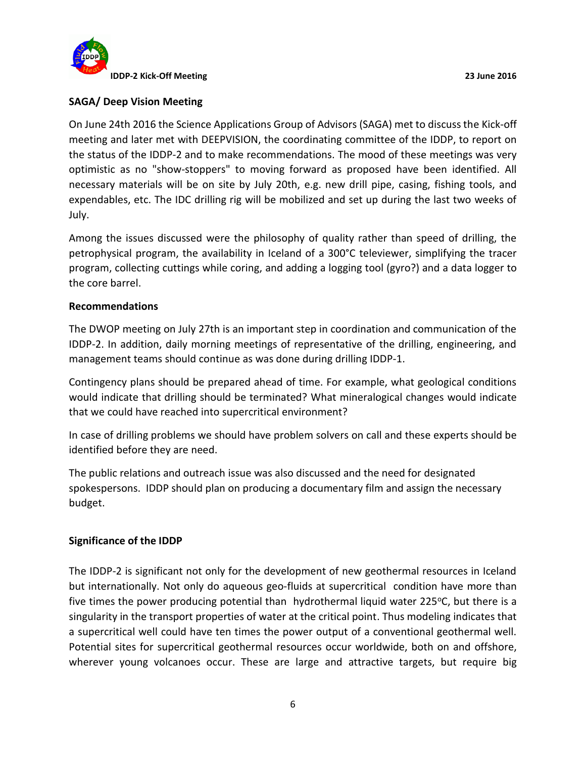## SAGA/ Deep Vision Meeting

On June 24th 2016 the Science Applications Group of Advisors (SAGA) met to discuss the Kick-off meeting and later met with DEEPVISION, the coordinating committee of the IDDP, to report on the status of the IDDP-2 and to make recommendations. The mood of these meetings was very optimistic as no "show-stoppers" to moving forward as proposed have been identified. All necessary materials will be on site by July 20th, e.g. new drill pipe, casing, fishing tools, and expendables, etc. The IDC drilling rig will be mobilized and set up during the last two weeks of July.

Among the issues discussed were the philosophy of quality rather than speed of drilling, the petrophysical program, the availability in Iceland of a 300°C televiewer, simplifying the tracer program, collecting cuttings while coring, and adding a logging tool (gyro?) and a data logger to the core barrel.

### Recommendations

The DWOP meeting on July 27th is an important step in coordination and communication of the IDDP-2. In addition, daily morning meetings of representative of the drilling, engineering, and management teams should continue as was done during drilling IDDP-1.

Contingency plans should be prepared ahead of time. For example, what geological conditions would indicate that drilling should be terminated? What mineralogical changes would indicate that we could have reached into supercritical environment?

In case of drilling problems we should have problem solvers on call and these experts should be identified before they are need.

The public relations and outreach issue was also discussed and the need for designated spokespersons. IDDP should plan on producing a documentary film and assign the necessary budget.

## Significance of the IDDP

The IDDP-2 is significant not only for the development of new geothermal resources in Iceland but internationally. Not only do aqueous geo-fluids at supercritical condition have more than five times the power producing potential than hydrothermal liquid water 225°C, but there is a singularity in the transport properties of water at the critical point. Thus modeling indicates that a supercritical well could have ten times the power output of a conventional geothermal well. Potential sites for supercritical geothermal resources occur worldwide, both on and offshore, wherever young volcanoes occur. These are large and attractive targets, but require big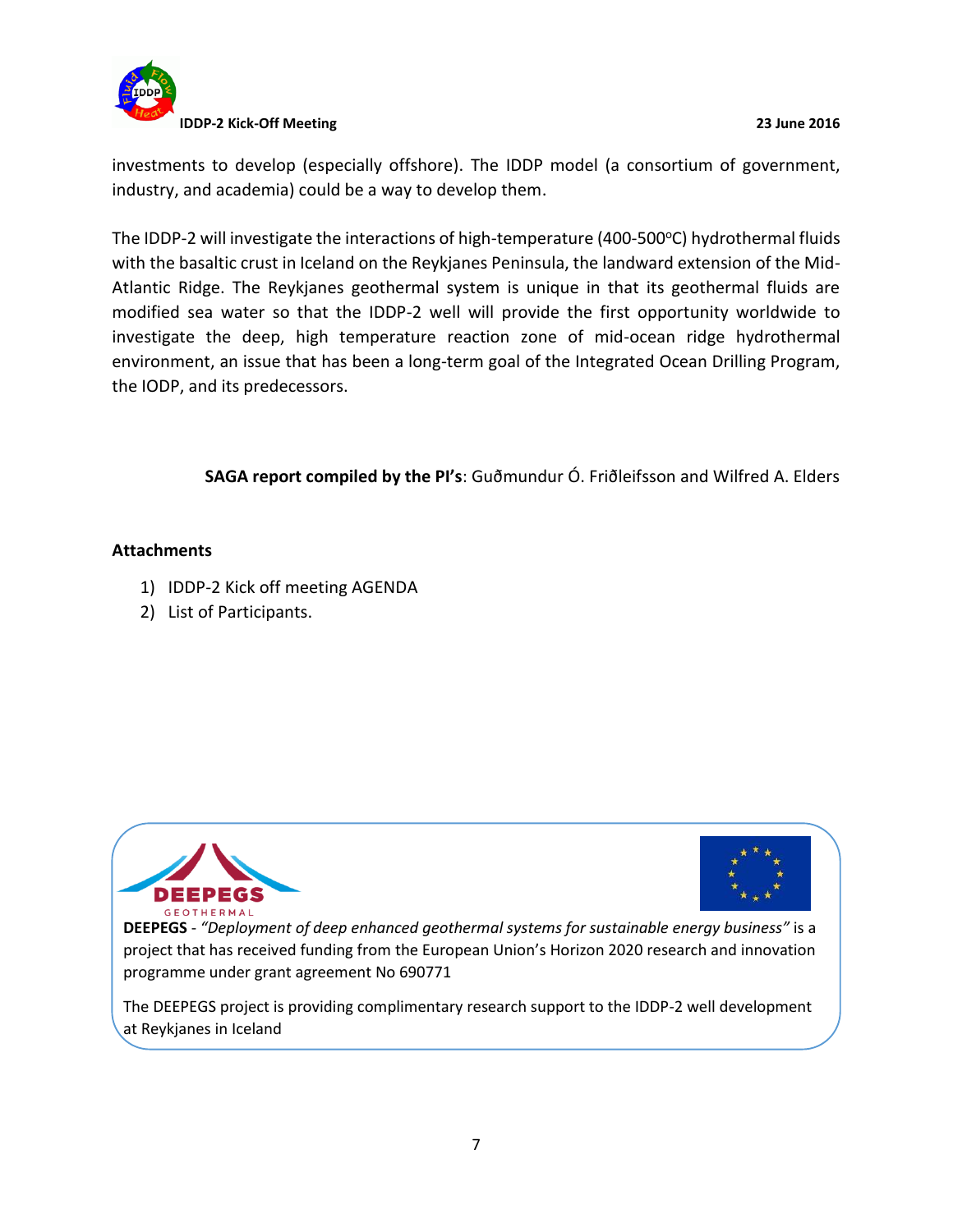investments to develop (especially offshore). The IDDP model (a consortium of government, industry, and academia) could be a way to develop them.

The IDDP-2 will investigate the interactions of high-temperature (400-500$^{o}$C) hydrothermal fluids with the basaltic crust in Iceland on the Reykjanes Peninsula, the landward extension of the Mid-Atlantic Ridge. The Reykjanes geothermal system is unique in that its geothermal fluids are modified sea water so that the IDDP-2 well will provide the first opportunity worldwide to investigate the deep, high temperature reaction zone of mid-ocean ridge hydrothermal environment, an issue that has been a long-term goal of the Integrated Ocean Drilling Program, the IODP, and its predecessors.

**SAGA report compiled by the PI's**: Guðmundur Ó. Friðleifsson and Wilfred A. Elders

**Attachments**

1) IDDP-2 Kick off meeting AGENDA
2) List of Participants.

DEEPEGS GEOTHERMAL

**DEEPEGS** - *"Deployment of deep enhanced geothermal systems for sustainable energy business"* is a project that has received funding from the European Union's Horizon 2020 research and innovation programme under grant agreement No 690771

The DEEPEGS project is providing complimentary research support to the IDDP-2 well development at Reykjanes in Iceland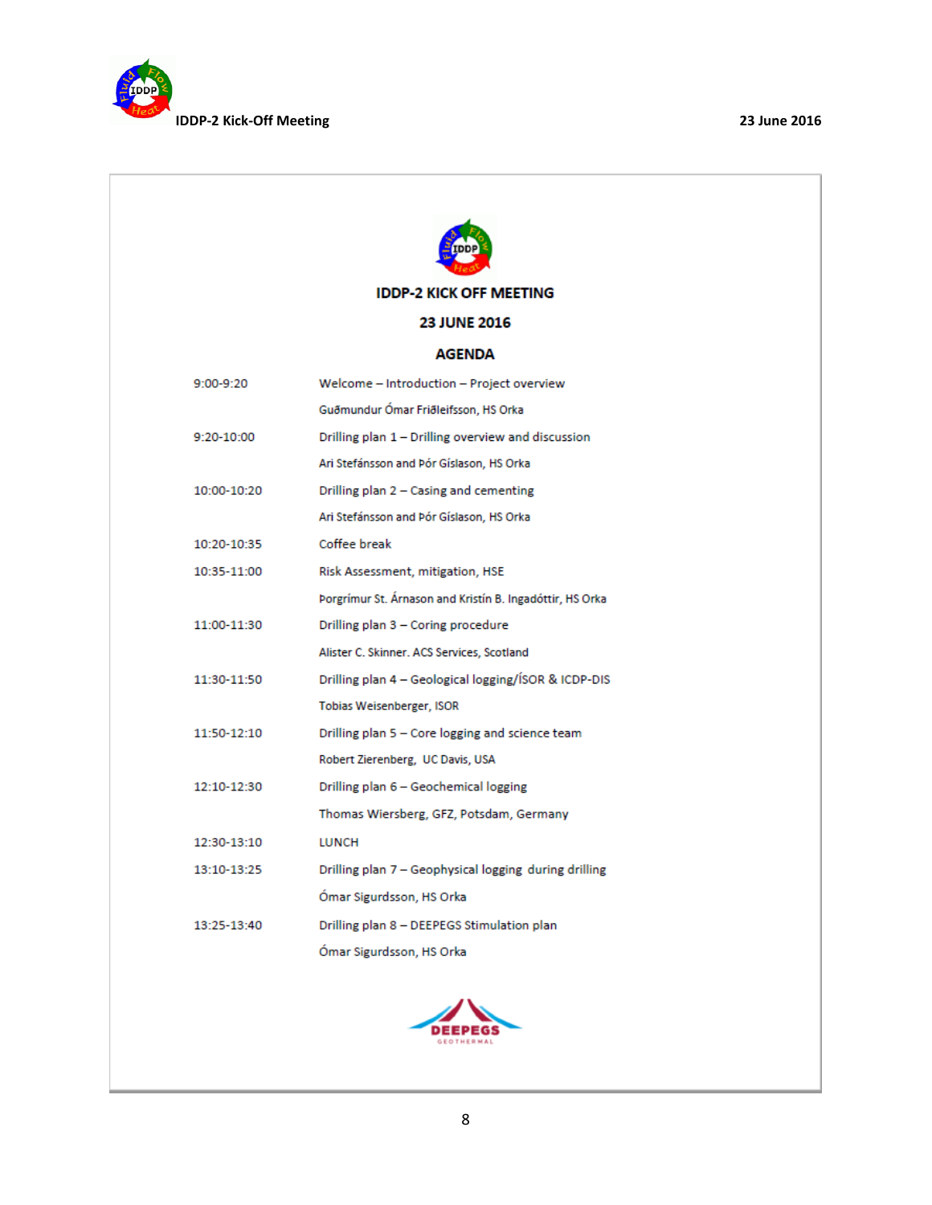# IDDP-2 KICK OFF MEETING

## 23 JUNE 2016

## AGENDA

| | |
|---|---|
| 9:00-9:20 | Welcome – Introduction – Project overview<br>Guðmundur Ómar Friðleifsson, HS Orka |
| 9:20-10:00 | Drilling plan 1 – Drilling overview and discussion<br>Ari Stefánsson and Þór Gíslason, HS Orka |
| 10:00-10:20 | Drilling plan 2 – Casing and cementing<br>Ari Stefánsson and Þór Gíslason, HS Orka |
| 10:20-10:35 | Coffee break |
| 10:35-11:00 | Risk Assessment, mitigation, HSE<br>Þorgrímur St. Árnason and Kristín B. Ingadóttir, HS Orka |
| 11:00-11:30 | Drilling plan 3 – Coring procedure<br>Alister C. Skinner. ACS Services, Scotland |
| 11:30-11:50 | Drilling plan 4 – Geological logging/ÍSOR & ICDP-DIS<br>Tobias Weisenberger, ISOR |
| 11:50-12:10 | Drilling plan 5 – Core logging and science team<br>Robert Zierenberg, UC Davis, USA |
| 12:10-12:30 | Drilling plan 6 – Geochemical logging<br>Thomas Wiersberg, GFZ, Potsdam, Germany |
| 12:30-13:10 | LUNCH |
| 13:10-13:25 | Drilling plan 7 – Geophysical logging during drilling<br>Ómar Sigurdsson, HS Orka |
| 13:25-13:40 | Drilling plan 8 – DEEPEGS Stimulation plan<br>Ómar Sigurdsson, HS Orka |

DEEPEGS GEOTHERMAL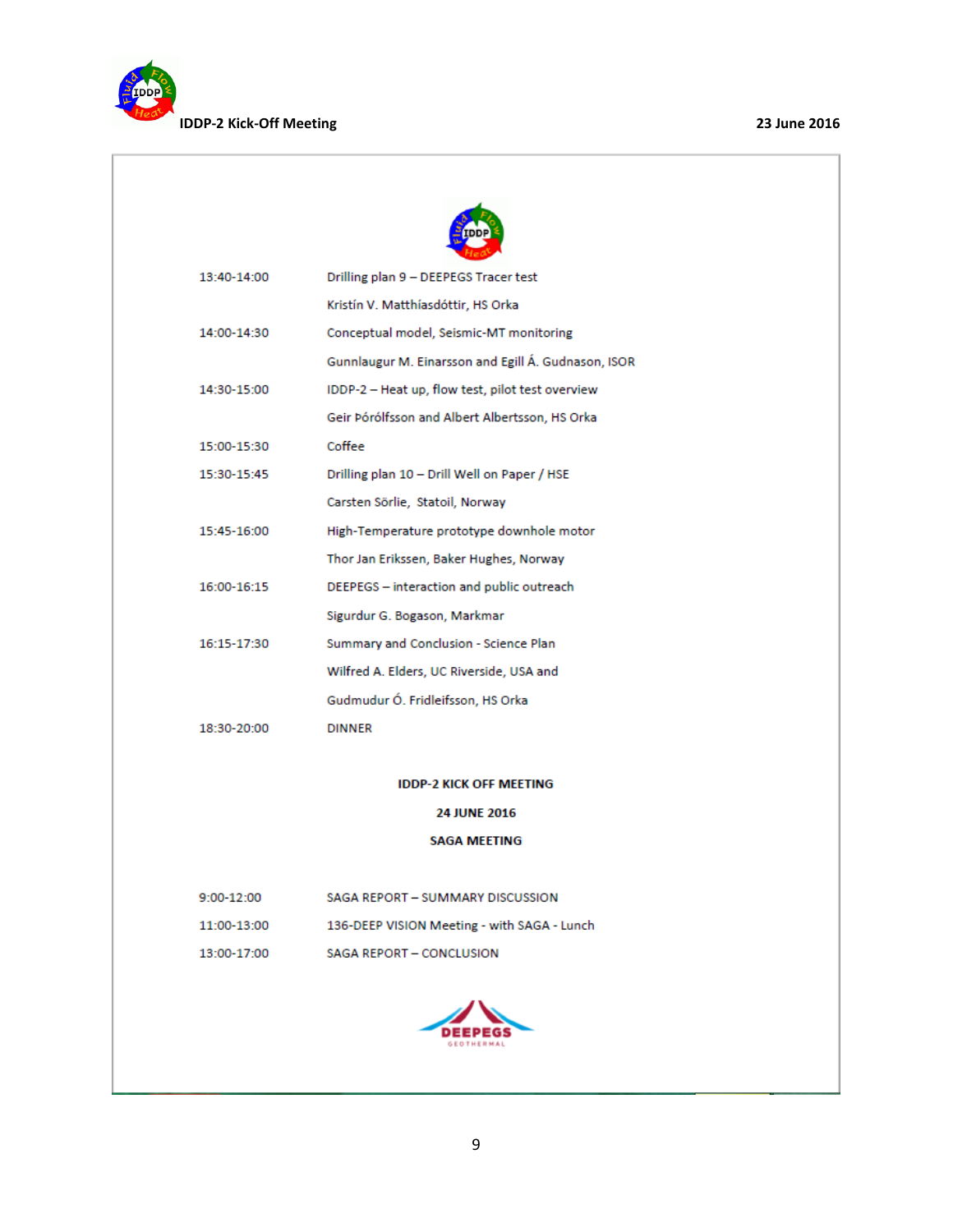| | |
|---|---|
| 13:40-14:00 | Drilling plan 9 – DEEPEGS Tracer test |
| | Kristín V. Matthíasdóttir, HS Orka |
| 14:00-14:30 | Conceptual model, Seismic-MT monitoring |
| | Gunnlaugur M. Einarsson and Egill Á. Gudnason, ISOR |
| 14:30-15:00 | IDDP-2 – Heat up, flow test, pilot test overview |
| | Geir Þórólfsson and Albert Albertsson, HS Orka |
| 15:00-15:30 | Coffee |
| 15:30-15:45 | Drilling plan 10 – Drill Well on Paper / HSE |
| | Carsten Sörlie, Statoil, Norway |
| 15:45-16:00 | High-Temperature prototype downhole motor |
| | Thor Jan Erikssen, Baker Hughes, Norway |
| 16:00-16:15 | DEEPEGS – interaction and public outreach |
| | Sigurdur G. Bogason, Markmar |
| 16:15-17:30 | Summary and Conclusion - Science Plan |
| | Wilfred A. Elders, UC Riverside, USA and |
| | Gudmudur Ó. Fridleifsson, HS Orka |
| 18:30-20:00 | DINNER |

**IDDP-2 KICK OFF MEETING**

**24 JUNE 2016**

**SAGA MEETING**

| | |
|---|---|
| 9:00-12:00 | SAGA REPORT – SUMMARY DISCUSSION |
| 11:00-13:00 | 136-DEEP VISION Meeting - with SAGA - Lunch |
| 13:00-17:00 | SAGA REPORT – CONCLUSION |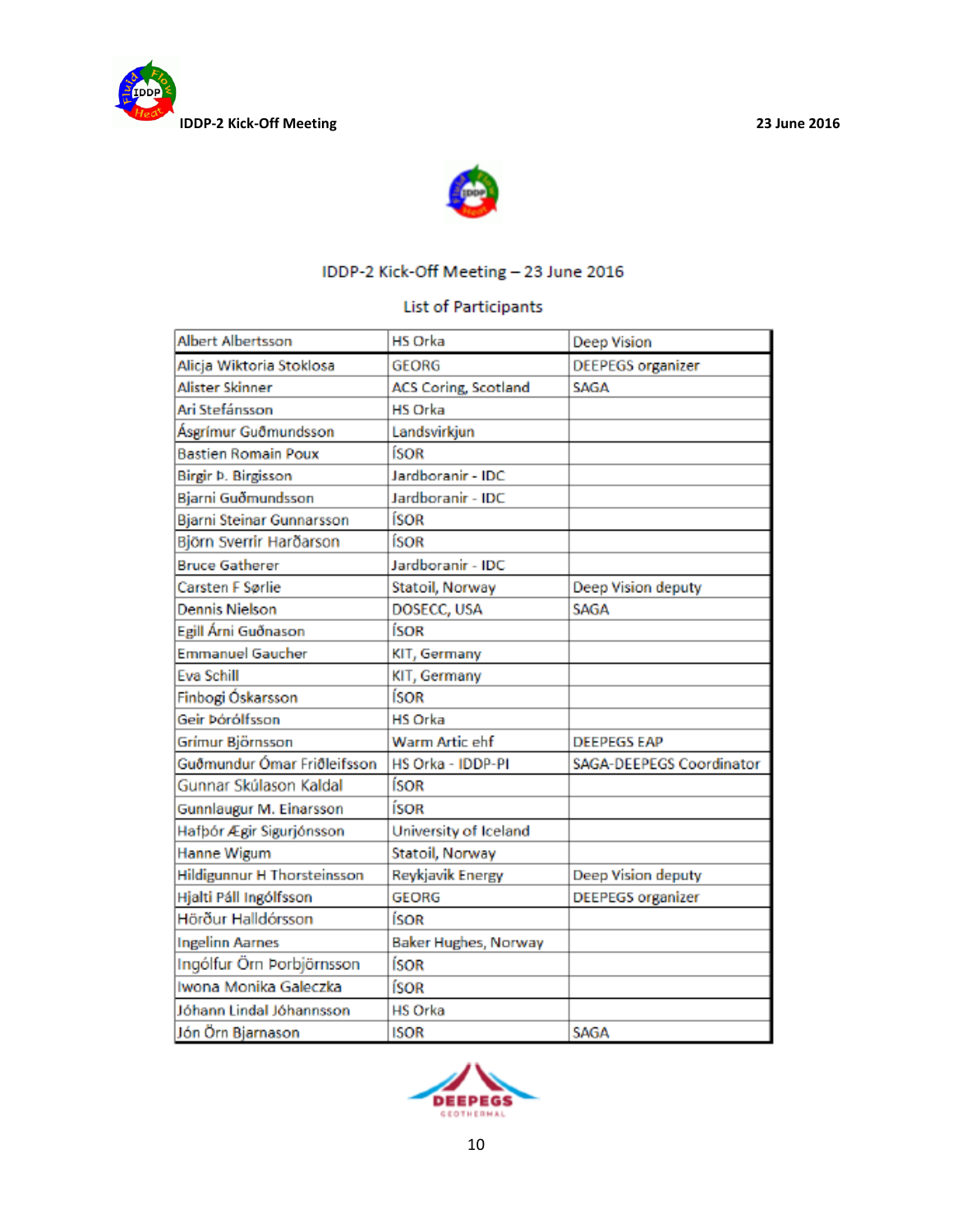## IDDP-2 Kick-Off Meeting – 23 June 2016

### List of Participants

| Albert Albertsson | HS Orka | Deep Vision |
|---|---|---|
| Alicja Wiktoria Stoklosa | GEORG | DEEPEGS organizer |
| Alister Skinner | ACS Coring, Scotland | SAGA |
| Ari Stefánsson | HS Orka | |
| Ásgrímur Guðmundsson | Landsvirkjun | |
| Bastien Romain Poux | ÍSOR | |
| Birgir Þ. Birgisson | Jardboranir - IDC | |
| Bjarni Guðmundsson | Jardboranir - IDC | |
| Bjarni Steinar Gunnarsson | ÍSOR | |
| Björn Sverrir Harðarson | ÍSOR | |
| Bruce Gatherer | Jardboranir - IDC | |
| Carsten F Sørlie | Statoil, Norway | Deep Vision deputy |
| Dennis Nielson | DOSECC, USA | SAGA |
| Egill Árni Guðnason | ÍSOR | |
| Emmanuel Gaucher | KIT, Germany | |
| Eva Schill | KIT, Germany | |
| Finbogi Óskarsson | ÍSOR | |
| Geir Þórólfsson | HS Orka | |
| Grimur Björnsson | Warm Artic ehf | DEEPEGS EAP |
| Guðmundur Ómar Friðleifsson | HS Orka - IDDP-PI | SAGA-DEEPEGS Coordinator |
| Gunnar Skúlason Kaldal | ÍSOR | |
| Gunnlaugur M. Einarsson | ÍSOR | |
| Hafþór Ægir Sigurjónsson | University of Iceland | |
| Hanne Wigum | Statoil, Norway | |
| Hildigunnur H Thorsteinsson | Reykjavik Energy | Deep Vision deputy |
| Hjalti Páll Ingólfsson | GEORG | DEEPEGS organizer |
| Hörður Halldórsson | ÍSOR | |
| Ingelinn Aarnes | Baker Hughes, Norway | |
| Ingólfur Örn Þorbjörnsson | ÍSOR | |
| Iwona Monika Galeczka | ÍSOR | |
| Jóhann Lindal Jóhannsson | HS Orka | |
| Jón Örn Bjarnason | ISOR | SAGA |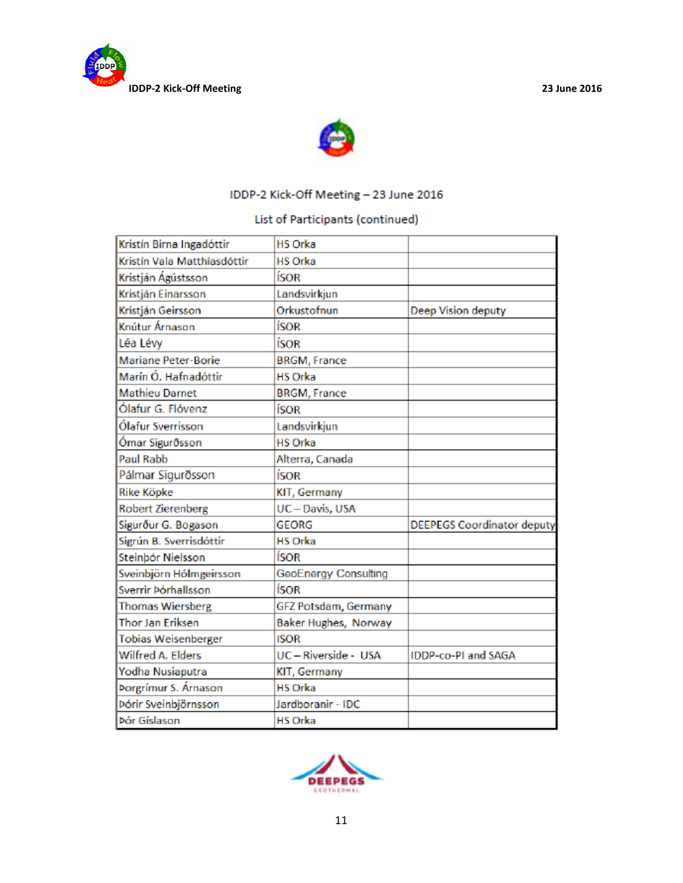IDDP-2 Kick-Off Meeting – 23 June 2016

List of Participants (continued)

| | | |
|---|---|---|
| Kristín Birna Ingadóttir | HS Orka | |
| Kristín Vala Matthíasdóttir | HS Orka | |
| Kristján Ágústsson | ÍSOR | |
| Kristján Einarsson | Landsvirkjun | |
| Kristján Geirsson | Orkustofnun | Deep Vision deputy |
| Knútur Árnason | ÍSOR | |
| Léa Lévy | ÍSOR | |
| Mariane Peter-Borie | BRGM, France | |
| Marín Ó. Hafnadóttir | HS Orka | |
| Mathieu Darnet | BRGM, France | |
| Ólafur G. Flóvenz | ÍSOR | |
| Ólafur Sverrisson | Landsvirkjun | |
| Ómar Sigurðsson | HS Orka | |
| Paul Rabb | Alterra, Canada | |
| Pálmar Sigurðsson | ÍSOR | |
| Rike Köpke | KIT, Germany | |
| Robert Zierenberg | UC – Davis, USA | |
| Sigurður G. Bogason | GEORG | DEEPEGS Coordinator deputy |
| Sigrún B. Sverrisdóttir | HS Orka | |
| Steinþór Nielsson | ÍSOR | |
| Sveinbjörn Hólmgeirsson | GeoEnergy Consulting | |
| Sverrir Þórhallsson | ÍSOR | |
| Thomas Wiersberg | GFZ Potsdam, Germany | |
| Thor Jan Eriksen | Baker Hughes, Norway | |
| Tobias Weisenberger | ISOR | |
| Wilfred A. Elders | UC – Riverside - USA | IDDP-co-PI and SAGA |
| Yodha Nusiaputra | KIT, Germany | |
| Þorgrímur S. Árnason | HS Orka | |
| Þórir Sveinbjörnsson | Jardboranir - IDC | |
| Þór Gíslason | HS Orka | |

DEEPEGS GEOTHERMAL